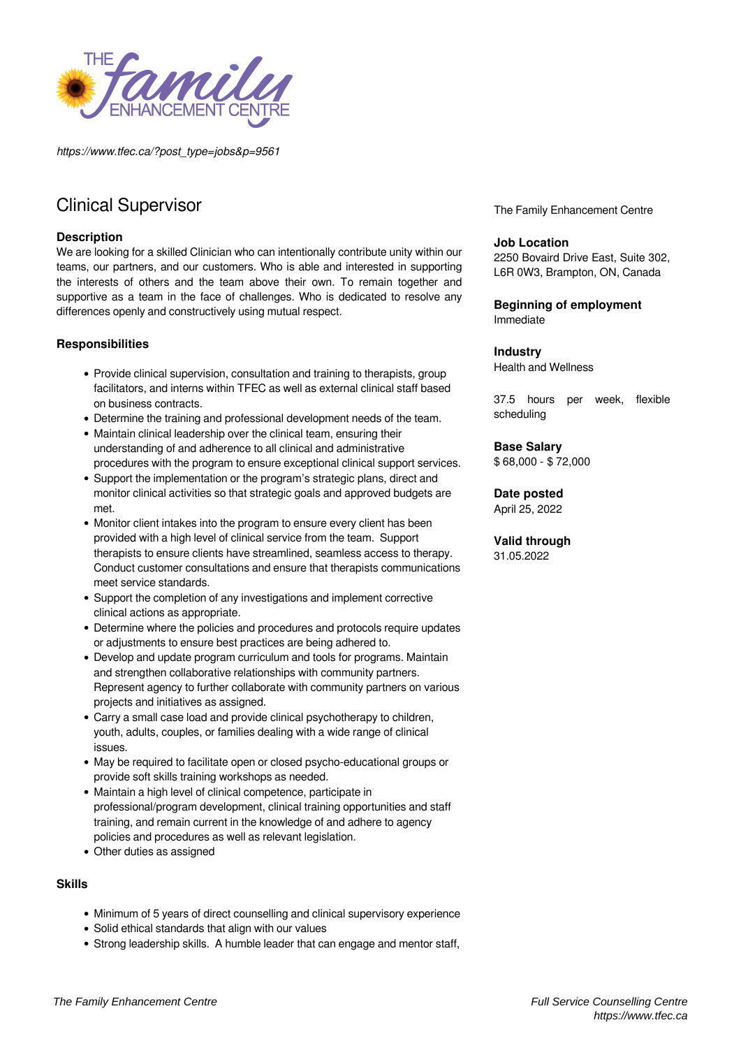*https://www.tfec.ca/?post_type=jobs&p=9561*

# Clinical Supervisor

### Description

We are looking for a skilled Clinician who can intentionally contribute unity within our teams, our partners, and our customers. Who is able and interested in supporting the interests of others and the team above their own. To remain together and supportive as a team in the face of challenges. Who is dedicated to resolve any differences openly and constructively using mutual respect.

### Responsibilities

- Provide clinical supervision, consultation and training to therapists, group facilitators, and interns within TFEC as well as external clinical staff based on business contracts.
- Determine the training and professional development needs of the team.
- Maintain clinical leadership over the clinical team, ensuring their understanding of and adherence to all clinical and administrative procedures with the program to ensure exceptional clinical support services.
- Support the implementation or the program's strategic plans, direct and monitor clinical activities so that strategic goals and approved budgets are met.
- Monitor client intakes into the program to ensure every client has been provided with a high level of clinical service from the team. Support therapists to ensure clients have streamlined, seamless access to therapy. Conduct customer consultations and ensure that therapists communications meet service standards.
- Support the completion of any investigations and implement corrective clinical actions as appropriate.
- Determine where the policies and procedures and protocols require updates or adjustments to ensure best practices are being adhered to.
- Develop and update program curriculum and tools for programs. Maintain and strengthen collaborative relationships with community partners. Represent agency to further collaborate with community partners on various projects and initiatives as assigned.
- Carry a small case load and provide clinical psychotherapy to children, youth, adults, couples, or families dealing with a wide range of clinical issues.
- May be required to facilitate open or closed psycho-educational groups or provide soft skills training workshops as needed.
- Maintain a high level of clinical competence, participate in professional/program development, clinical training opportunities and staff training, and remain current in the knowledge of and adhere to agency policies and procedures as well as relevant legislation.
- Other duties as assigned

### Skills

- Minimum of 5 years of direct counselling and clinical supervisory experience
- Solid ethical standards that align with our values
- Strong leadership skills. A humble leader that can engage and mentor staff,

The Family Enhancement Centre

**Job Location**
2250 Bovaird Drive East, Suite 302, L6R 0W3, Brampton, ON, Canada

**Beginning of employment**
Immediate

**Industry**
Health and Wellness

37.5 hours per week, flexible scheduling

**Base Salary**
$ 68,000 - $ 72,000

**Date posted**
April 25, 2022

**Valid through**
31.05.2022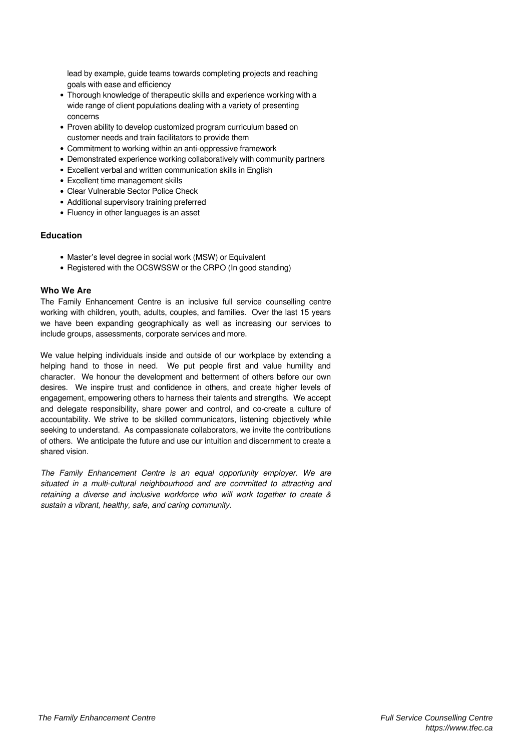lead by example, guide teams towards completing projects and reaching goals with ease and efficiency

- Thorough knowledge of therapeutic skills and experience working with a wide range of client populations dealing with a variety of presenting concerns
- Proven ability to develop customized program curriculum based on customer needs and train facilitators to provide them
- Commitment to working within an anti-oppressive framework
- Demonstrated experience working collaboratively with community partners
- Excellent verbal and written communication skills in English
- Excellent time management skills
- Clear Vulnerable Sector Police Check
- Additional supervisory training preferred
- Fluency in other languages is an asset

### Education

- Master's level degree in social work (MSW) or Equivalent
- Registered with the OCSWSSW or the CRPO (In good standing)

### Who We Are

The Family Enhancement Centre is an inclusive full service counselling centre working with children, youth, adults, couples, and families. Over the last 15 years we have been expanding geographically as well as increasing our services to include groups, assessments, corporate services and more.

We value helping individuals inside and outside of our workplace by extending a helping hand to those in need. We put people first and value humility and character. We honour the development and betterment of others before our own desires. We inspire trust and confidence in others, and create higher levels of engagement, empowering others to harness their talents and strengths. We accept and delegate responsibility, share power and control, and co-create a culture of accountability. We strive to be skilled communicators, listening objectively while seeking to understand. As compassionate collaborators, we invite the contributions of others. We anticipate the future and use our intuition and discernment to create a shared vision.

*The Family Enhancement Centre is an equal opportunity employer. We are situated in a multi-cultural neighbourhood and are committed to attracting and retaining a diverse and inclusive workforce who will work together to create & sustain a vibrant, healthy, safe, and caring community.*